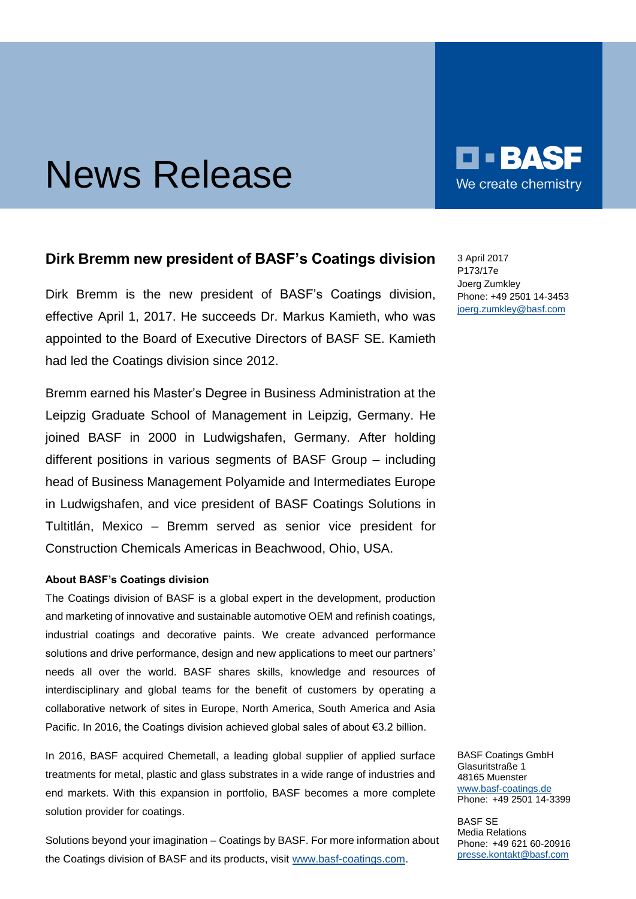# News Release

BASF
We create chemistry

3 April 2017
P173/17e
Joerg Zumkley
Phone: +49 2501 14-3453
joerg.zumkley@basf.com

## Dirk Bremm new president of BASF's Coatings division

Dirk Bremm is the new president of BASF's Coatings division, effective April 1, 2017. He succeeds Dr. Markus Kamieth, who was appointed to the Board of Executive Directors of BASF SE. Kamieth had led the Coatings division since 2012.

Bremm earned his Master's Degree in Business Administration at the Leipzig Graduate School of Management in Leipzig, Germany. He joined BASF in 2000 in Ludwigshafen, Germany. After holding different positions in various segments of BASF Group – including head of Business Management Polyamide and Intermediates Europe in Ludwigshafen, and vice president of BASF Coatings Solutions in Tultitlán, Mexico – Bremm served as senior vice president for Construction Chemicals Americas in Beachwood, Ohio, USA.

#### About BASF's Coatings division

The Coatings division of BASF is a global expert in the development, production and marketing of innovative and sustainable automotive OEM and refinish coatings, industrial coatings and decorative paints. We create advanced performance solutions and drive performance, design and new applications to meet our partners' needs all over the world. BASF shares skills, knowledge and resources of interdisciplinary and global teams for the benefit of customers by operating a collaborative network of sites in Europe, North America, South America and Asia Pacific. In 2016, the Coatings division achieved global sales of about €3.2 billion.

In 2016, BASF acquired Chemetall, a leading global supplier of applied surface treatments for metal, plastic and glass substrates in a wide range of industries and end markets. With this expansion in portfolio, BASF becomes a more complete solution provider for coatings.

Solutions beyond your imagination – Coatings by BASF. For more information about the Coatings division of BASF and its products, visit www.basf-coatings.com.

BASF Coatings GmbH
Glasuritstraße 1
48165 Muenster
www.basf-coatings.de
Phone: +49 2501 14-3399

BASF SE
Media Relations
Phone: +49 621 60-20916
presse.kontakt@basf.com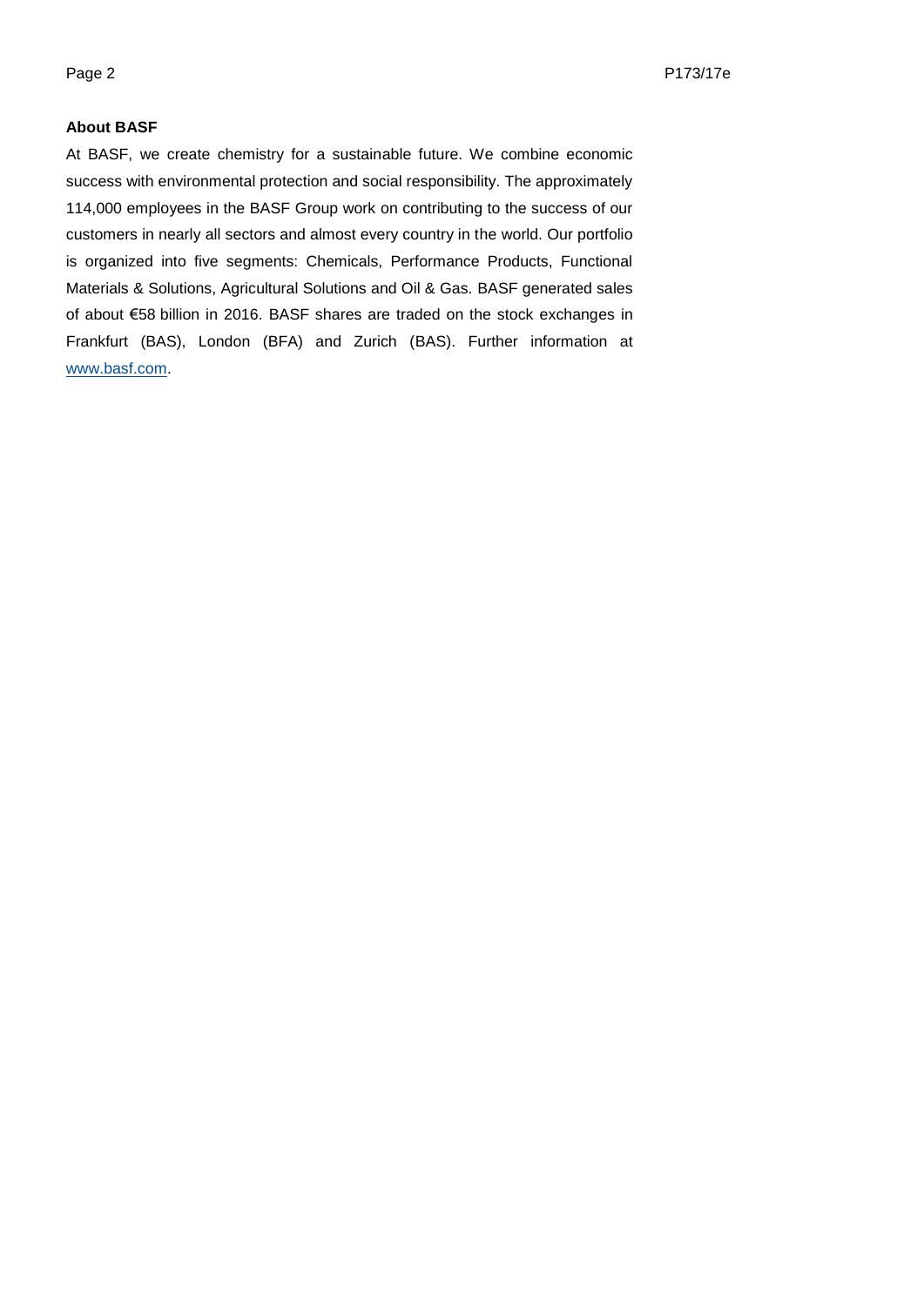**About BASF**

At BASF, we create chemistry for a sustainable future. We combine economic success with environmental protection and social responsibility. The approximately 114,000 employees in the BASF Group work on contributing to the success of our customers in nearly all sectors and almost every country in the world. Our portfolio is organized into five segments: Chemicals, Performance Products, Functional Materials & Solutions, Agricultural Solutions and Oil & Gas. BASF generated sales of about €58 billion in 2016. BASF shares are traded on the stock exchanges in Frankfurt (BAS), London (BFA) and Zurich (BAS). Further information at [www.basf.com](http://www.basf.com).